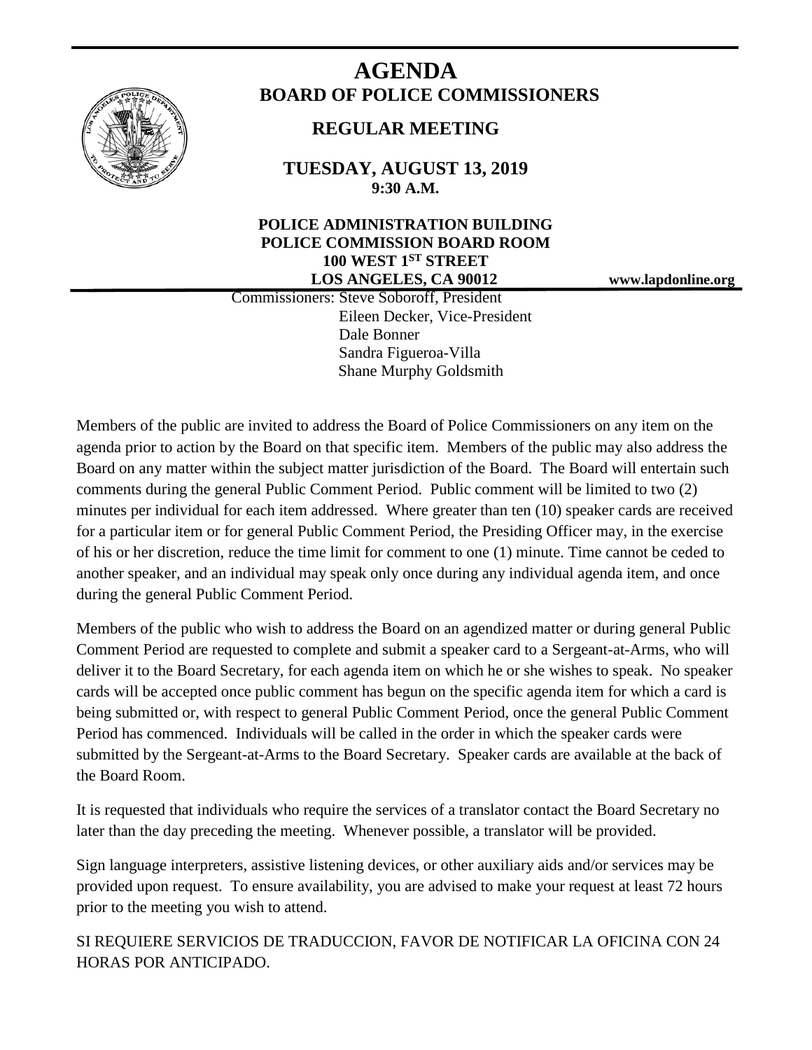# AGENDA

## BOARD OF POLICE COMMISSIONERS

## REGULAR MEETING

### TUESDAY, AUGUST 13, 2019
### 9:30 A.M.

**POLICE ADMINISTRATION BUILDING**
**POLICE COMMISSION BOARD ROOM**
**100 WEST 1ST STREET**
**LOS ANGELES, CA 90012**

**www.lapdonline.org**

Commissioners: Steve Soboroff, President
Eileen Decker, Vice-President
Dale Bonner
Sandra Figueroa-Villa
Shane Murphy Goldsmith

Members of the public are invited to address the Board of Police Commissioners on any item on the agenda prior to action by the Board on that specific item. Members of the public may also address the Board on any matter within the subject matter jurisdiction of the Board. The Board will entertain such comments during the general Public Comment Period. Public comment will be limited to two (2) minutes per individual for each item addressed. Where greater than ten (10) speaker cards are received for a particular item or for general Public Comment Period, the Presiding Officer may, in the exercise of his or her discretion, reduce the time limit for comment to one (1) minute. Time cannot be ceded to another speaker, and an individual may speak only once during any individual agenda item, and once during the general Public Comment Period.

Members of the public who wish to address the Board on an agendized matter or during general Public Comment Period are requested to complete and submit a speaker card to a Sergeant-at-Arms, who will deliver it to the Board Secretary, for each agenda item on which he or she wishes to speak. No speaker cards will be accepted once public comment has begun on the specific agenda item for which a card is being submitted or, with respect to general Public Comment Period, once the general Public Comment Period has commenced. Individuals will be called in the order in which the speaker cards were submitted by the Sergeant-at-Arms to the Board Secretary. Speaker cards are available at the back of the Board Room.

It is requested that individuals who require the services of a translator contact the Board Secretary no later than the day preceding the meeting. Whenever possible, a translator will be provided.

Sign language interpreters, assistive listening devices, or other auxiliary aids and/or services may be provided upon request. To ensure availability, you are advised to make your request at least 72 hours prior to the meeting you wish to attend.

SI REQUIERE SERVICIOS DE TRADUCCION, FAVOR DE NOTIFICAR LA OFICINA CON 24 HORAS POR ANTICIPADO.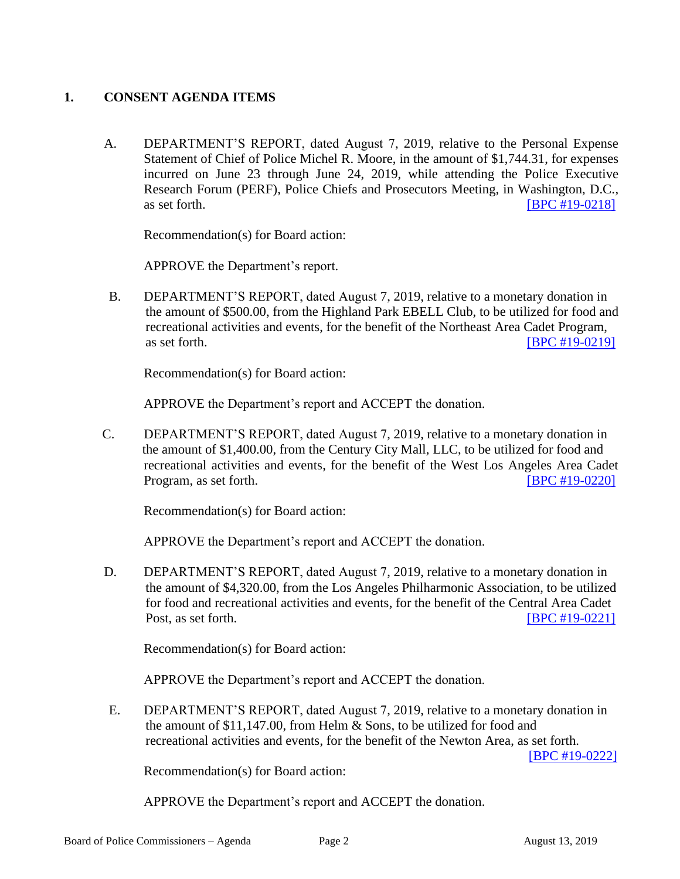## 1. CONSENT AGENDA ITEMS

A. DEPARTMENT'S REPORT, dated August 7, 2019, relative to the Personal Expense Statement of Chief of Police Michel R. Moore, in the amount of $1,744.31, for expenses incurred on June 23 through June 24, 2019, while attending the Police Executive Research Forum (PERF), Police Chiefs and Prosecutors Meeting, in Washington, D.C., as set forth. [BPC #19-0218]

Recommendation(s) for Board action:

APPROVE the Department's report.

B. DEPARTMENT'S REPORT, dated August 7, 2019, relative to a monetary donation in the amount of $500.00, from the Highland Park EBELL Club, to be utilized for food and recreational activities and events, for the benefit of the Northeast Area Cadet Program, as set forth. [BPC #19-0219]

Recommendation(s) for Board action:

APPROVE the Department's report and ACCEPT the donation.

C. DEPARTMENT'S REPORT, dated August 7, 2019, relative to a monetary donation in the amount of $1,400.00, from the Century City Mall, LLC, to be utilized for food and recreational activities and events, for the benefit of the West Los Angeles Area Cadet Program, as set forth. [BPC #19-0220]

Recommendation(s) for Board action:

APPROVE the Department's report and ACCEPT the donation.

D. DEPARTMENT'S REPORT, dated August 7, 2019, relative to a monetary donation in the amount of $4,320.00, from the Los Angeles Philharmonic Association, to be utilized for food and recreational activities and events, for the benefit of the Central Area Cadet Post, as set forth. [BPC #19-0221]

Recommendation(s) for Board action:

APPROVE the Department's report and ACCEPT the donation.

E. DEPARTMENT'S REPORT, dated August 7, 2019, relative to a monetary donation in the amount of $11,147.00, from Helm & Sons, to be utilized for food and recreational activities and events, for the benefit of the Newton Area, as set forth. [BPC #19-0222]

Recommendation(s) for Board action:

APPROVE the Department's report and ACCEPT the donation.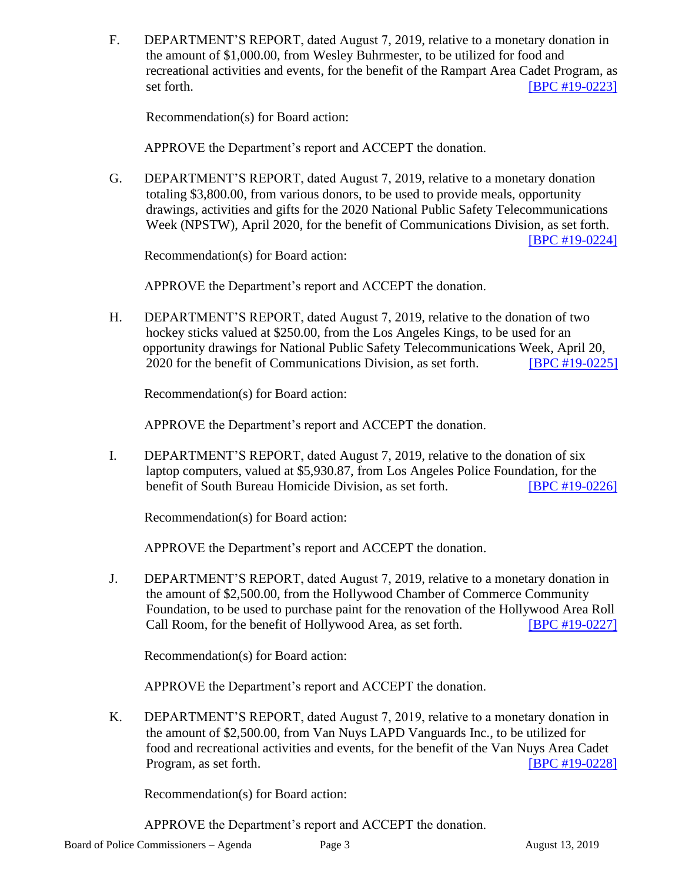F. DEPARTMENT'S REPORT, dated August 7, 2019, relative to a monetary donation in the amount of $1,000.00, from Wesley Buhrmester, to be utilized for food and recreational activities and events, for the benefit of the Rampart Area Cadet Program, as set forth. [BPC #19-0223]

Recommendation(s) for Board action:

APPROVE the Department's report and ACCEPT the donation.

G. DEPARTMENT'S REPORT, dated August 7, 2019, relative to a monetary donation totaling $3,800.00, from various donors, to be used to provide meals, opportunity drawings, activities and gifts for the 2020 National Public Safety Telecommunications Week (NPSTW), April 2020, for the benefit of Communications Division, as set forth. [BPC #19-0224]

Recommendation(s) for Board action:

APPROVE the Department's report and ACCEPT the donation.

H. DEPARTMENT'S REPORT, dated August 7, 2019, relative to the donation of two hockey sticks valued at $250.00, from the Los Angeles Kings, to be used for an opportunity drawings for National Public Safety Telecommunications Week, April 20, 2020 for the benefit of Communications Division, as set forth. [BPC #19-0225]

Recommendation(s) for Board action:

APPROVE the Department's report and ACCEPT the donation.

I. DEPARTMENT'S REPORT, dated August 7, 2019, relative to the donation of six laptop computers, valued at $5,930.87, from Los Angeles Police Foundation, for the benefit of South Bureau Homicide Division, as set forth. [BPC #19-0226]

Recommendation(s) for Board action:

APPROVE the Department's report and ACCEPT the donation.

J. DEPARTMENT'S REPORT, dated August 7, 2019, relative to a monetary donation in the amount of $2,500.00, from the Hollywood Chamber of Commerce Community Foundation, to be used to purchase paint for the renovation of the Hollywood Area Roll Call Room, for the benefit of Hollywood Area, as set forth. [BPC #19-0227]

Recommendation(s) for Board action:

APPROVE the Department's report and ACCEPT the donation.

K. DEPARTMENT'S REPORT, dated August 7, 2019, relative to a monetary donation in the amount of $2,500.00, from Van Nuys LAPD Vanguards Inc., to be utilized for food and recreational activities and events, for the benefit of the Van Nuys Area Cadet Program, as set forth. [BPC #19-0228]

Recommendation(s) for Board action:

APPROVE the Department's report and ACCEPT the donation.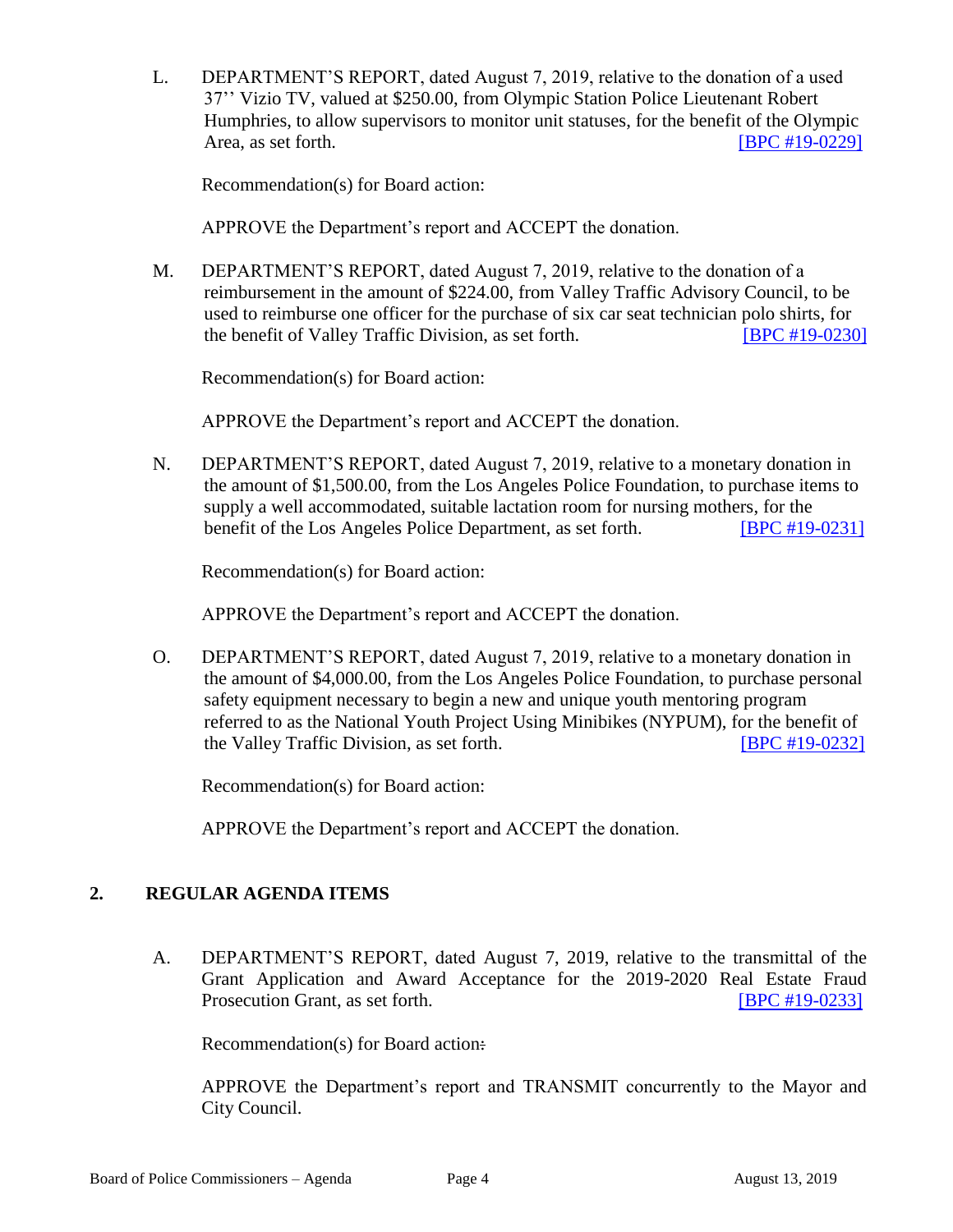L. DEPARTMENT'S REPORT, dated August 7, 2019, relative to the donation of a used 37'' Vizio TV, valued at $250.00, from Olympic Station Police Lieutenant Robert Humphries, to allow supervisors to monitor unit statuses, for the benefit of the Olympic Area, as set forth. [BPC #19-0229]

Recommendation(s) for Board action:

APPROVE the Department's report and ACCEPT the donation.

M. DEPARTMENT'S REPORT, dated August 7, 2019, relative to the donation of a reimbursement in the amount of $224.00, from Valley Traffic Advisory Council, to be used to reimburse one officer for the purchase of six car seat technician polo shirts, for the benefit of Valley Traffic Division, as set forth. [BPC #19-0230]

Recommendation(s) for Board action:

APPROVE the Department's report and ACCEPT the donation.

N. DEPARTMENT'S REPORT, dated August 7, 2019, relative to a monetary donation in the amount of $1,500.00, from the Los Angeles Police Foundation, to purchase items to supply a well accommodated, suitable lactation room for nursing mothers, for the benefit of the Los Angeles Police Department, as set forth. [BPC #19-0231]

Recommendation(s) for Board action:

APPROVE the Department's report and ACCEPT the donation.

O. DEPARTMENT'S REPORT, dated August 7, 2019, relative to a monetary donation in the amount of $4,000.00, from the Los Angeles Police Foundation, to purchase personal safety equipment necessary to begin a new and unique youth mentoring program referred to as the National Youth Project Using Minibikes (NYPUM), for the benefit of the Valley Traffic Division, as set forth. [BPC #19-0232]

Recommendation(s) for Board action:

APPROVE the Department's report and ACCEPT the donation.

## 2. REGULAR AGENDA ITEMS

A. DEPARTMENT'S REPORT, dated August 7, 2019, relative to the transmittal of the Grant Application and Award Acceptance for the 2019-2020 Real Estate Fraud Prosecution Grant, as set forth. [BPC #19-0233]

Recommendation(s) for Board action:

APPROVE the Department's report and TRANSMIT concurrently to the Mayor and City Council.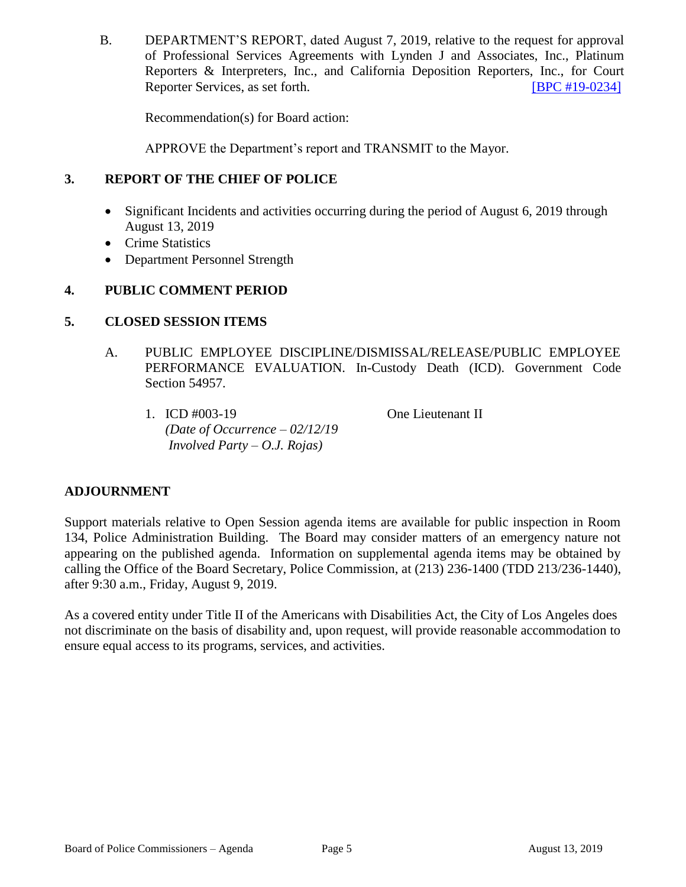B. DEPARTMENT'S REPORT, dated August 7, 2019, relative to the request for approval of Professional Services Agreements with Lynden J and Associates, Inc., Platinum Reporters & Interpreters, Inc., and California Deposition Reporters, Inc., for Court Reporter Services, as set forth. [BPC #19-0234]

Recommendation(s) for Board action:

APPROVE the Department's report and TRANSMIT to the Mayor.

## 3. REPORT OF THE CHIEF OF POLICE

- Significant Incidents and activities occurring during the period of August 6, 2019 through August 13, 2019
- Crime Statistics
- Department Personnel Strength

## 4. PUBLIC COMMENT PERIOD

## 5. CLOSED SESSION ITEMS

A. PUBLIC EMPLOYEE DISCIPLINE/DISMISSAL/RELEASE/PUBLIC EMPLOYEE PERFORMANCE EVALUATION. In-Custody Death (ICD). Government Code Section 54957.

1. ICD #003-19 — One Lieutenant II
   *(Date of Occurrence – 02/12/19*
   *Involved Party – O.J. Rojas)*

## ADJOURNMENT

Support materials relative to Open Session agenda items are available for public inspection in Room 134, Police Administration Building. The Board may consider matters of an emergency nature not appearing on the published agenda. Information on supplemental agenda items may be obtained by calling the Office of the Board Secretary, Police Commission, at (213) 236-1400 (TDD 213/236-1440), after 9:30 a.m., Friday, August 9, 2019.

As a covered entity under Title II of the Americans with Disabilities Act, the City of Los Angeles does not discriminate on the basis of disability and, upon request, will provide reasonable accommodation to ensure equal access to its programs, services, and activities.